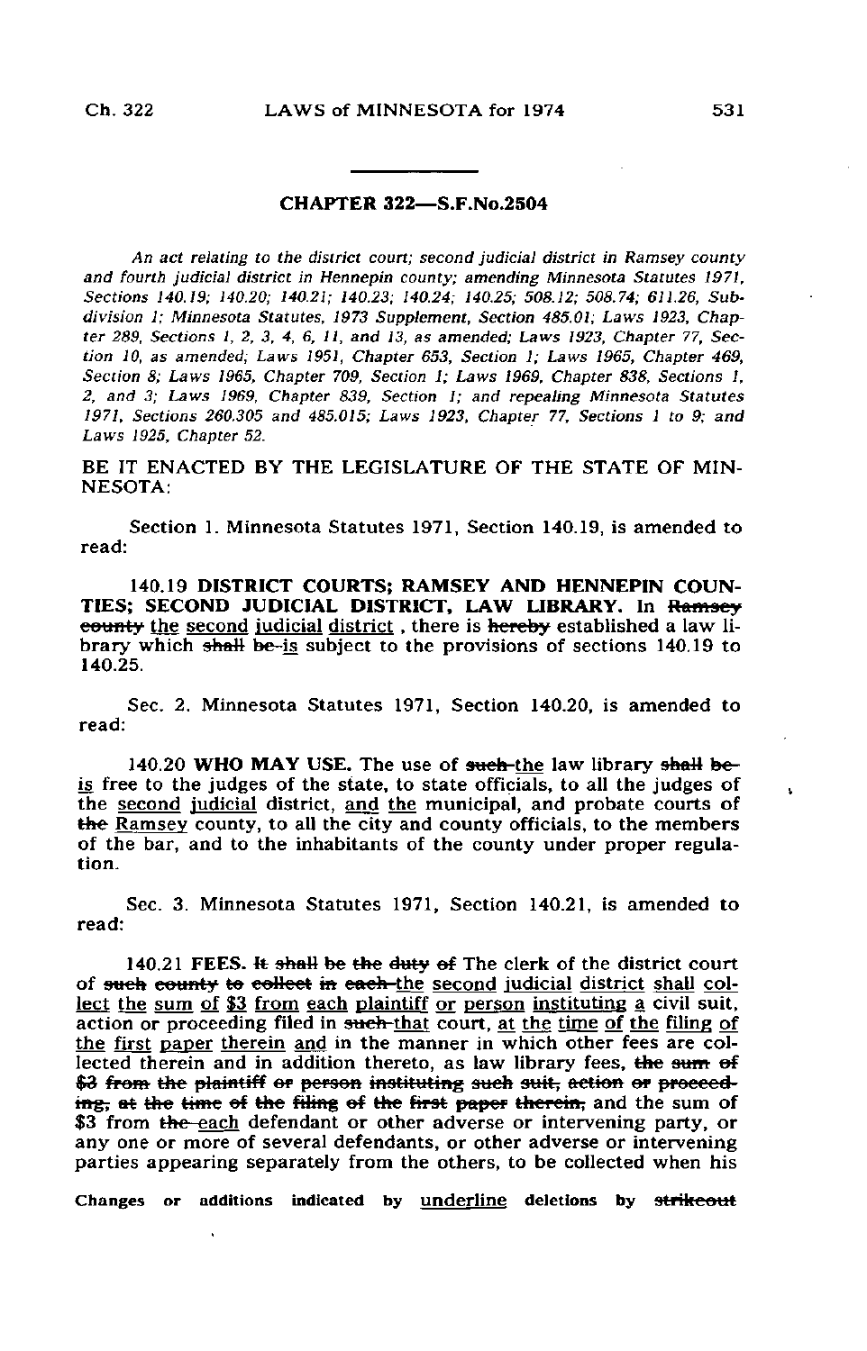## CHAPTER 322—S.F.No.2504

*An act relating to the district court; second judicial district in Ramsey county and fourth judicial district in Hennepin county; amending Minnesota Statutes 1971, Sections 140.19; 140.20; 140.21; 140.23; 140.24; 140.25; 508.12; 508.74; 611.26, Subdivision 1; Minnesota Statutes, 1973 Supplement, Section 485.01; Laws 1923, Chapter 289, Sections 1, 2, 3, 4, 6, 11, and 13, as amended; Laws 1923, Chapter 77, Section 10, as amended; Laws 1951, Chapter 653, Section 1; Laws 1965, Chapter 469, Section 8; Laws 1965, Chapter 709, Section 1; Laws 1969, Chapter 838, Sections 1, 2, and 3; Laws 1969, Chapter 839, Section 1; and repealing Minnesota Statutes 1971, Sections 260.305 and 485.015; Laws 1923, Chapter 77, Sections 1 to 9; and Laws 1925, Chapter 52.*

BE IT ENACTED BY THE LEGISLATURE OF THE STATE OF MINNESOTA:

Section 1. Minnesota Statutes 1971, Section 140.19, is amended to read:

140.19 **DISTRICT COURTS; RAMSEY AND HENNEPIN COUNTIES; SECOND JUDICIAL DISTRICT, LAW LIBRARY.** In ~~Ramsey county~~ <u>the second judicial district</u> , there is ~~hereby~~ established a law library which ~~shall be~~ <u>is</u> subject to the provisions of sections 140.19 to 140.25.

Sec. 2. Minnesota Statutes 1971, Section 140.20, is amended to read:

140.20 **WHO MAY USE.** The use of ~~such~~ <u>the</u> law library ~~shall be~~ <u>is</u> free to the judges of the state, to state officials, to all the judges of the <u>second judicial</u> district, <u>and the</u> municipal, and probate courts of ~~the~~ <u>Ramsey</u> county, to all the city and county officials, to the members of the bar, and to the inhabitants of the county under proper regulation.

Sec. 3. Minnesota Statutes 1971, Section 140.21, is amended to read:

140.21 **FEES.** ~~It shall be the duty of~~ The clerk of the district court of ~~such county to collect in each~~ <u>the second judicial district shall collect the sum of $3 from each plaintiff or person instituting a</u> civil suit, action or proceeding filed in ~~such~~ <u>that</u> court, <u>at the time of the filing of the first paper therein and</u> in the manner in which other fees are collected therein and in addition thereto, as law library fees, ~~the sum of $3 from the plaintiff or person instituting such suit, action or proceeding, at the time of the filing of the first paper therein,~~ and the sum of $3 from ~~the~~ <u>each</u> defendant or other adverse or intervening party, or any one or more of several defendants, or other adverse or intervening parties appearing separately from the others, to be collected when his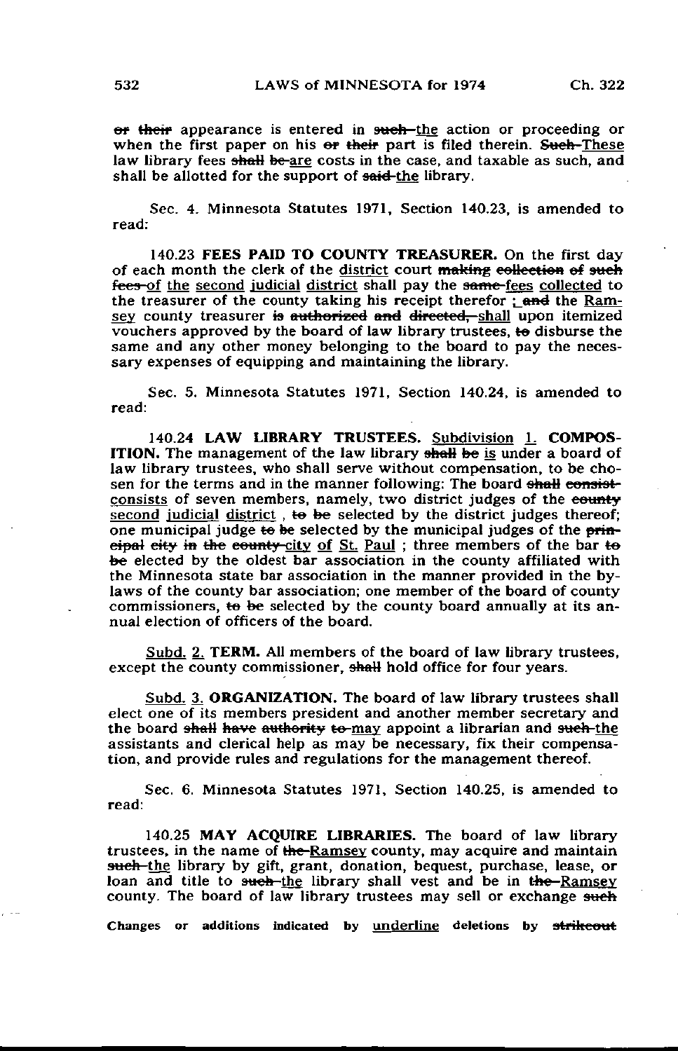~~or their~~ appearance is entered in ~~such~~ <u>the</u> action or proceeding or when the first paper on his ~~or their~~ part is filed therein. ~~Such~~ <u>These</u> law library fees ~~shall be~~ <u>are</u> costs in the case, and taxable as such, and shall be allotted for the support of ~~said~~ <u>the</u> library.

Sec. 4. Minnesota Statutes 1971, Section 140.23, is amended to read:

140.23 **FEES PAID TO COUNTY TREASURER.** On the first day of each month the clerk of the <u>district</u> court ~~making collection of such fees~~ <u>of the second judicial district</u> shall pay the ~~same~~ <u>fees collected</u> to the treasurer of the county taking his receipt therefor <u>;</u> ~~and~~ the <u>Ramsey</u> county treasurer ~~is authorized and directed,~~ <u>shall</u> upon itemized vouchers approved by the board of law library trustees, ~~to~~ disburse the same and any other money belonging to the board to pay the necessary expenses of equipping and maintaining the library.

Sec. 5. Minnesota Statutes 1971, Section 140.24, is amended to read:

140.24 **LAW LIBRARY TRUSTEES.** <u>Subdivision 1.</u> **COMPOSITION.** The management of the law library ~~shall be~~ <u>is</u> under a board of law library trustees, who shall serve without compensation, to be chosen for the terms and in the manner following: The board ~~shall consist~~ <u>consists</u> of seven members, namely, two district judges of the ~~county~~ <u>second judicial district</u> , ~~to be~~ selected by the district judges thereof; one municipal judge ~~to be~~ selected by the municipal judges of the ~~principal city in the county~~ <u>city of St. Paul</u> ; three members of the bar ~~to be~~ elected by the oldest bar association in the county affiliated with the Minnesota state bar association in the manner provided in the bylaws of the county bar association; one member of the board of county commissioners, ~~to be~~ selected by the county board annually at its annual election of officers of the board.

<u>Subd. 2.</u> **TERM.** All members of the board of law library trustees, except the county commissioner, ~~shall~~ hold office for four years.

<u>Subd. 3.</u> **ORGANIZATION.** The board of law library trustees shall elect one of its members president and another member secretary and the board ~~shall have authority to~~ <u>may</u> appoint a librarian and ~~such~~ <u>the</u> assistants and clerical help as may be necessary, fix their compensation, and provide rules and regulations for the management thereof.

Sec. 6. Minnesota Statutes 1971, Section 140.25, is amended to read:

140.25 **MAY ACQUIRE LIBRARIES.** The board of law library trustees, in the name of ~~the~~ <u>Ramsey</u> county, may acquire and maintain ~~such~~ <u>the</u> library by gift, grant, donation, bequest, purchase, lease, or loan and title to ~~such~~ <u>the</u> library shall vest and be in ~~the~~ <u>Ramsey</u> county. The board of law library trustees may sell or exchange ~~such~~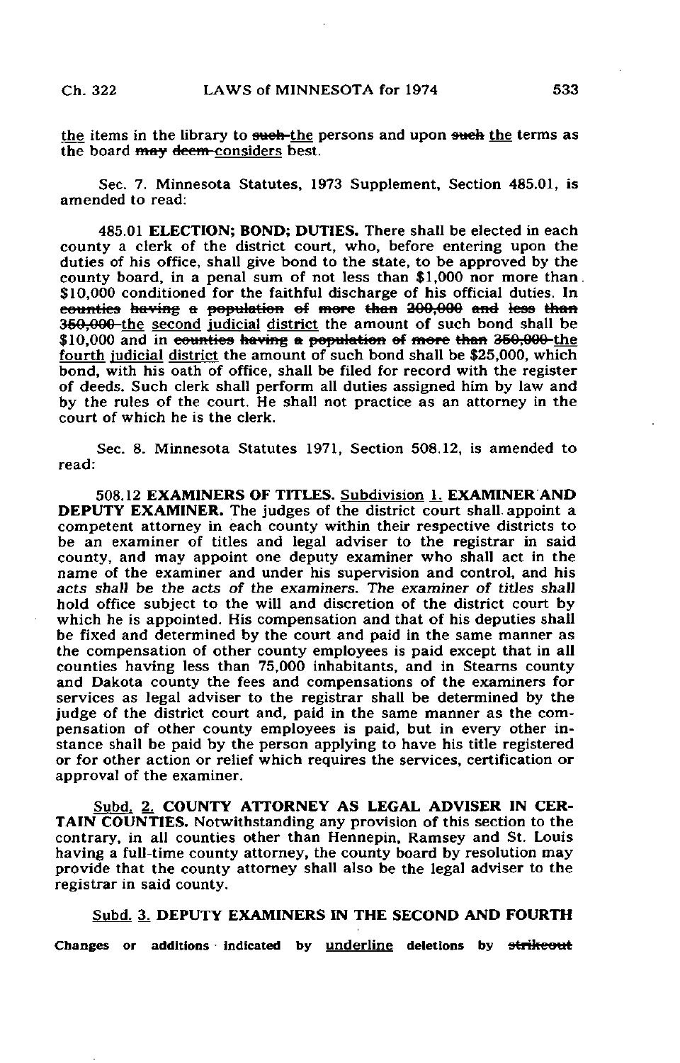the items in the library to ~~such~~ the persons and upon ~~such~~ the terms as the board ~~may deem~~ considers best.

Sec. 7. Minnesota Statutes, 1973 Supplement, Section 485.01, is amended to read:

485.01 **ELECTION; BOND; DUTIES.** There shall be elected in each county a clerk of the district court, who, before entering upon the duties of his office, shall give bond to the state, to be approved by the county board, in a penal sum of not less than $1,000 nor more than $10,000 conditioned for the faithful discharge of his official duties. In ~~counties having a population of more than 200,000 and less than 350,000~~ the second judicial district the amount of such bond shall be $10,000 and in ~~counties having a population of more than 350,000~~ the fourth judicial district the amount of such bond shall be $25,000, which bond, with his oath of office, shall be filed for record with the register of deeds. Such clerk shall perform all duties assigned him by law and by the rules of the court. He shall not practice as an attorney in the court of which he is the clerk.

Sec. 8. Minnesota Statutes 1971, Section 508.12, is amended to read:

508.12 **EXAMINERS OF TITLES.** Subdivision 1. **EXAMINER AND DEPUTY EXAMINER.** The judges of the district court shall appoint a competent attorney in each county within their respective districts to be an examiner of titles and legal adviser to the registrar in said county, and may appoint one deputy examiner who shall act in the name of the examiner and under his supervision and control, and his *acts shall be the acts of the examiners. The examiner of titles shall* hold office subject to the will and discretion of the district court by which he is appointed. His compensation and that of his deputies shall be fixed and determined by the court and paid in the same manner as the compensation of other county employees is paid except that in all counties having less than 75,000 inhabitants, and in Stearns county and Dakota county the fees and compensations of the examiners for services as legal adviser to the registrar shall be determined by the judge of the district court and, paid in the same manner as the compensation of other county employees is paid, but in every other instance shall be paid by the person applying to have his title registered or for other action or relief which requires the services, certification or approval of the examiner.

Subd. 2. **COUNTY ATTORNEY AS LEGAL ADVISER IN CERTAIN COUNTIES.** Notwithstanding any provision of this section to the contrary, in all counties other than Hennepin, Ramsey and St. Louis having a full-time county attorney, the county board by resolution may provide that the county attorney shall also be the legal adviser to the registrar in said county.

Subd. 3. **DEPUTY EXAMINERS IN THE SECOND AND FOURTH**

Changes or additions indicated by underline deletions by ~~strikeout~~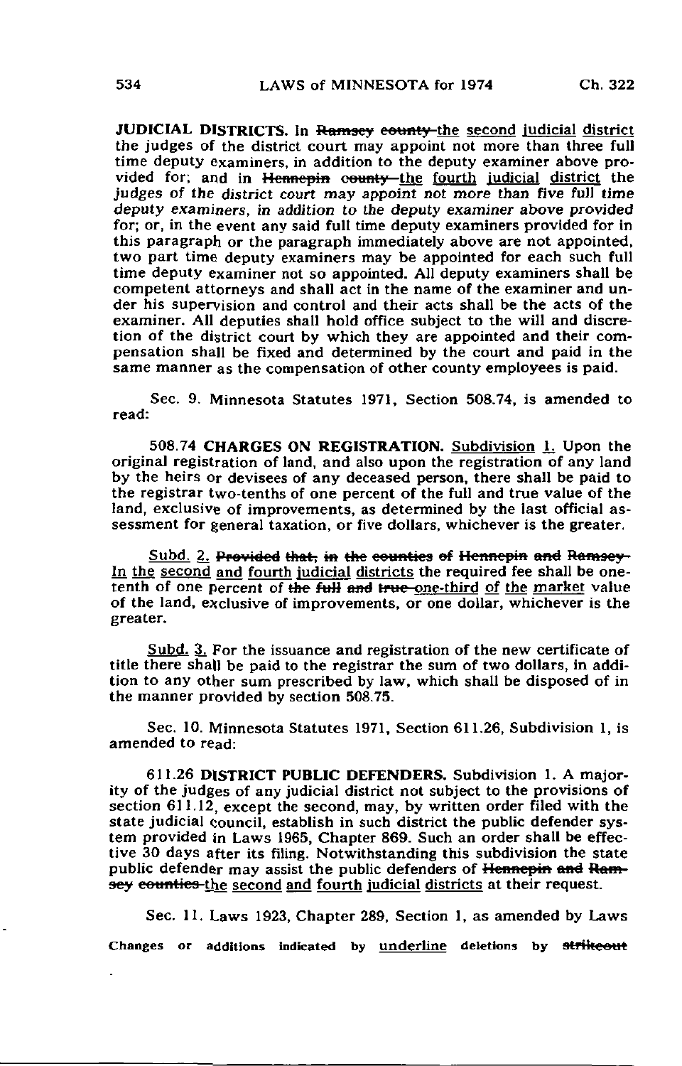JUDICIAL DISTRICTS. In ~~Ramsey county~~ the second judicial district the judges of the district court may appoint not more than three full time deputy examiners, in addition to the deputy examiner above provided for; and in ~~Hennepin county~~ the fourth judicial district the judges of the district court may appoint not more than five full time deputy examiners, in addition to the deputy examiner above provided for; or, in the event any said full time deputy examiners provided for in this paragraph or the paragraph immediately above are not appointed, two part time deputy examiners may be appointed for each such full time deputy examiner not so appointed. All deputy examiners shall be competent attorneys and shall act in the name of the examiner and under his supervision and control and their acts shall be the acts of the examiner. All deputies shall hold office subject to the will and discretion of the district court by which they are appointed and their compensation shall be fixed and determined by the court and paid in the same manner as the compensation of other county employees is paid.

Sec. 9. Minnesota Statutes 1971, Section 508.74, is amended to read:

508.74 **CHARGES ON REGISTRATION.** Subdivision 1. Upon the original registration of land, and also upon the registration of any land by the heirs or devisees of any deceased person, there shall be paid to the registrar two-tenths of one percent of the full and true value of the land, exclusive of improvements, as determined by the last official assessment for general taxation, or five dollars, whichever is the greater.

Subd. 2. ~~Provided that, in the counties of Hennepin and Ramsey~~ In the second and fourth judicial districts the required fee shall be one-tenth of one percent of ~~the full and true~~ one-third of the market value of the land, exclusive of improvements, or one dollar, whichever is the greater.

Subd. 3. For the issuance and registration of the new certificate of title there shall be paid to the registrar the sum of two dollars, in addition to any other sum prescribed by law, which shall be disposed of in the manner provided by section 508.75.

Sec. 10. Minnesota Statutes 1971, Section 611.26, Subdivision 1, is amended to read:

611.26 **DISTRICT PUBLIC DEFENDERS.** Subdivision 1. A majority of the judges of any judicial district not subject to the provisions of section 611.12, except the second, may, by written order filed with the state judicial council, establish in such district the public defender system provided in Laws 1965, Chapter 869. Such an order shall be effective 30 days after its filing. Notwithstanding this subdivision the state public defender may assist the public defenders of ~~Hennepin and Ramsey counties~~ the second and fourth judicial districts at their request.

Sec. 11. Laws 1923, Chapter 289, Section 1, as amended by Laws

Changes or additions indicated by underline deletions by ~~strikeout~~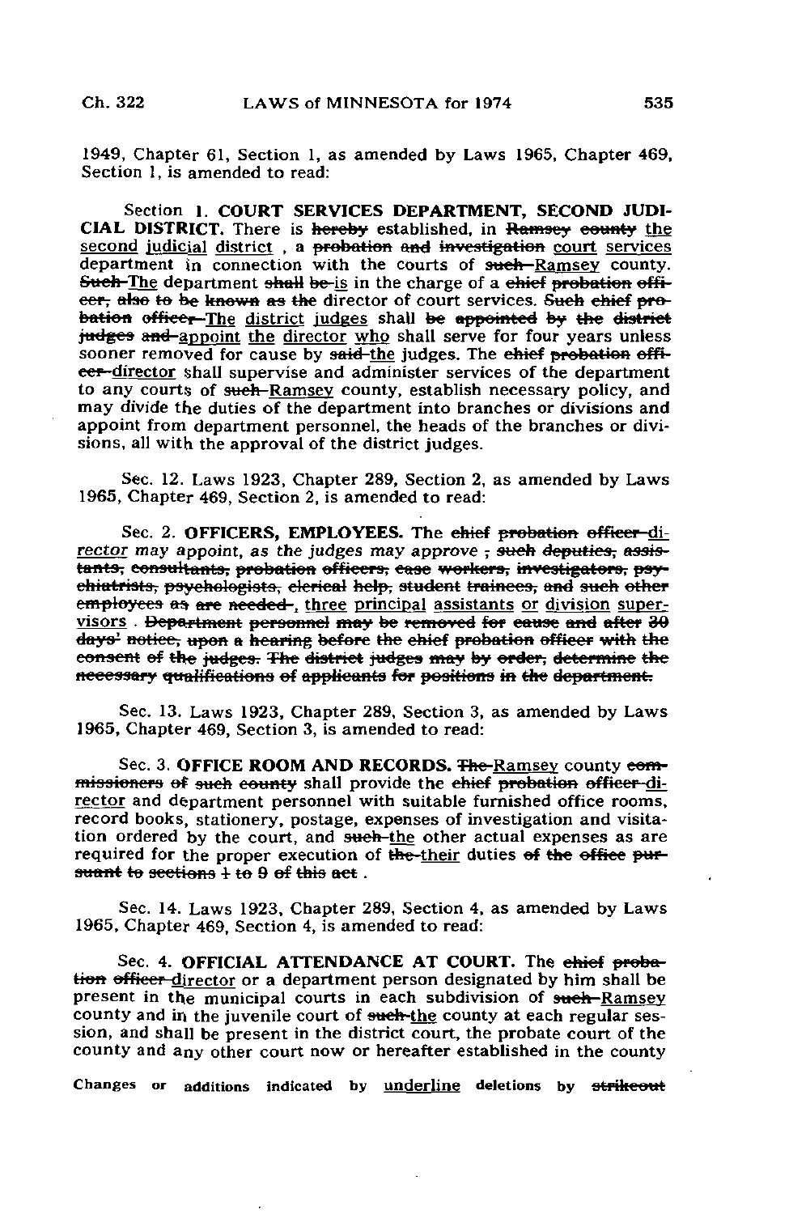1949, Chapter 61, Section 1, as amended by Laws 1965, Chapter 469, Section 1, is amended to read:

Section 1. **COURT SERVICES DEPARTMENT, SECOND JUDICIAL DISTRICT.** There is ~~hereby~~ established, in ~~Ramsey county~~ <u>the second judicial district</u> , a ~~probation and investigation~~ <u>court</u> services department in connection with the courts of ~~such~~ <u>Ramsey</u> county. ~~Such~~ <u>The</u> department ~~shall be~~ <u>is</u> in the charge of a ~~chief probation officer, also to be known as the~~ director of court services. ~~Such chief probation officer~~ <u>The</u> <u>district</u> <u>judges</u> shall ~~be appointed by the district judges and~~ <u>appoint</u> <u>the</u> <u>director</u> <u>who</u> shall serve for four years unless sooner removed for cause by ~~said~~ <u>the</u> judges. The ~~chief probation officer~~ <u>director</u> shall supervise and administer services of the department to any courts of ~~such~~ <u>Ramsey</u> county, establish necessary policy, and may divide the duties of the department into branches or divisions and appoint from department personnel, the heads of the branches or divisions, all with the approval of the district judges.

Sec. 12. Laws 1923, Chapter 289, Section 2, as amended by Laws 1965, Chapter 469, Section 2, is amended to read:

Sec. 2. **OFFICERS, EMPLOYEES.** The ~~chief probation officer~~ <u>director</u> may appoint, as the judges may approve ~~; such deputies, assistants, consultants, probation officers, case workers, investigators, psychiatrists, psychologists, clerical help, student trainees, and such other employees as are needed.~~ <u>, three principal assistants or division supervisors</u> . ~~Department personnel may be removed for cause and after 30 days' notice, upon a hearing before the chief probation officer with the consent of the judges. The district judges may by order, determine the necessary qualifications of applicants for positions in the department.~~

Sec. 13. Laws 1923, Chapter 289, Section 3, as amended by Laws 1965, Chapter 469, Section 3, is amended to read:

Sec. 3. **OFFICE ROOM AND RECORDS.** ~~The~~ <u>Ramsey</u> county ~~commissioners of such county~~ shall provide the ~~chief probation officer~~ <u>director</u> and department personnel with suitable furnished office rooms, record books, stationery, postage, expenses of investigation and visitation ordered by the court, and ~~such~~ <u>the</u> other actual expenses as are required for the proper execution of ~~the~~ <u>their</u> duties ~~of the office pursuant to sections 1 to 9 of this act~~ .

Sec. 14. Laws 1923, Chapter 289, Section 4, as amended by Laws 1965, Chapter 469, Section 4, is amended to read:

Sec. 4. **OFFICIAL ATTENDANCE AT COURT.** The ~~chief probation officer~~ <u>director</u> or a department person designated by him shall be present in the municipal courts in each subdivision of ~~such~~ <u>Ramsey</u> county and in the juvenile court of ~~such~~ <u>the</u> county at each regular session, and shall be present in the district court, the probate court of the county and any other court now or hereafter established in the county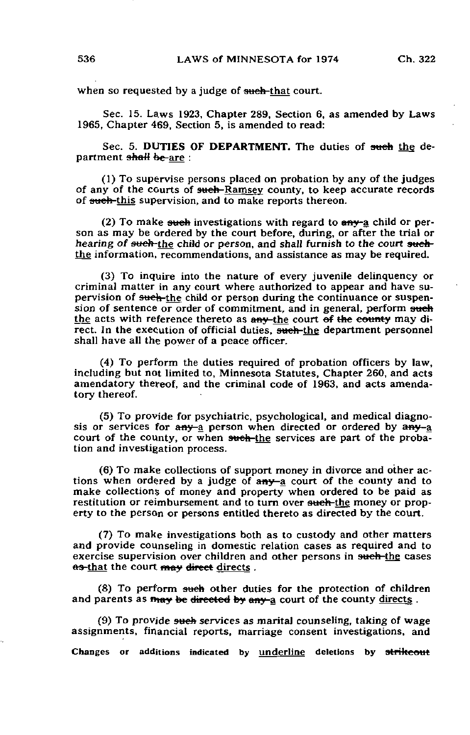when so requested by a judge of ~~such~~ that court.

Sec. 15. Laws 1923, Chapter 289, Section 6, as amended by Laws 1965, Chapter 469, Section 5, is amended to read:

Sec. 5. **DUTIES OF DEPARTMENT.** The duties of ~~such~~ the department ~~shall be~~ are :

(1) To supervise persons placed on probation by any of the judges of any of the courts of ~~such~~ Ramsey county, to keep accurate records of ~~such~~ this supervision, and to make reports thereon.

(2) To make ~~such~~ investigations with regard to ~~any~~ a child or person as may be ordered by the court before, during, or after the trial or hearing of ~~such~~ the child or person, and shall furnish to the court ~~such~~ the information, recommendations, and assistance as may be required.

(3) To inquire into the nature of every juvenile delinquency or criminal matter in any court where authorized to appear and have supervision of ~~such~~ the child or person during the continuance or suspension of sentence or order of commitment, and in general, perform ~~such~~ the acts with reference thereto as ~~any~~ the court ~~of the county~~ may direct. In the execution of official duties, ~~such~~ the department personnel shall have all the power of a peace officer.

(4) To perform the duties required of probation officers by law, including but not limited to, Minnesota Statutes, Chapter 260, and acts amendatory thereof, and the criminal code of 1963, and acts amendatory thereof.

(5) To provide for psychiatric, psychological, and medical diagnosis or services for ~~any~~ a person when directed or ordered by ~~any~~ a court of the county, or when ~~such~~ the services are part of the probation and investigation process.

(6) To make collections of support money in divorce and other actions when ordered by a judge of ~~any~~ a court of the county and to make collections of money and property when ordered to be paid as restitution or reimbursement and to turn over ~~such~~ the money or property to the person or persons entitled thereto as directed by the court.

(7) To make investigations both as to custody and other matters and provide counseling in domestic relation cases as required and to exercise supervision over children and other persons in ~~such~~ the cases ~~as~~ that the court ~~may direct~~ directs .

(8) To perform ~~such~~ other duties for the protection of children and parents as ~~may be directed by any~~ a court of the county directs .

(9) To provide ~~such~~ services as marital counseling, taking of wage assignments, financial reports, marriage consent investigations, and

Changes or additions indicated by underline deletions by ~~strikeout~~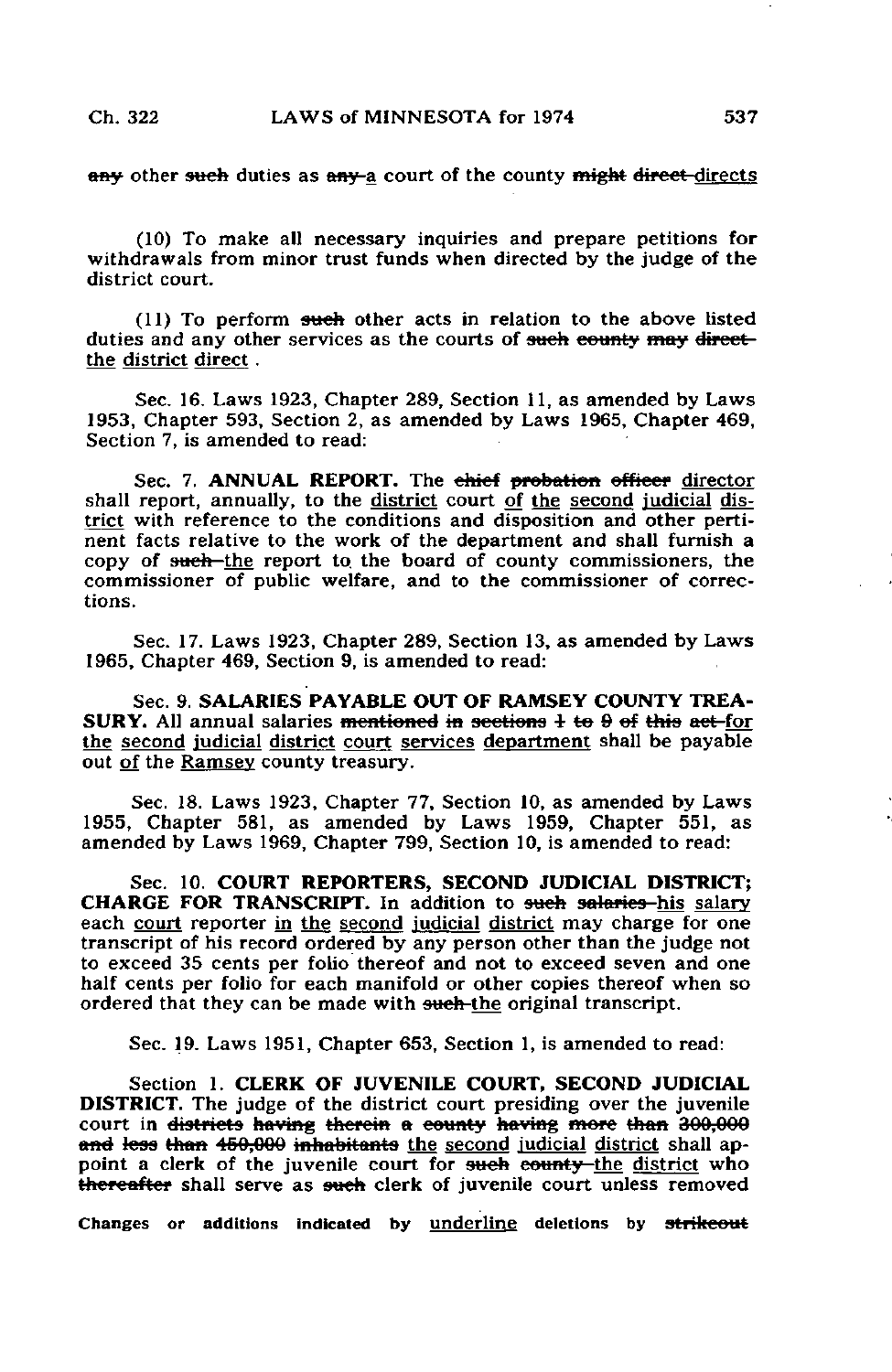any other such duties as any a court of the county might direct directs

(10) To make all necessary inquiries and prepare petitions for withdrawals from minor trust funds when directed by the judge of the district court.

(11) To perform such other acts in relation to the above listed duties and any other services as the courts of such county may direct the district direct .

Sec. 16. Laws 1923, Chapter 289, Section 11, as amended by Laws 1953, Chapter 593, Section 2, as amended by Laws 1965, Chapter 469, Section 7, is amended to read:

Sec. 7. **ANNUAL REPORT.** The chief probation officer director shall report, annually, to the district court of the second judicial district with reference to the conditions and disposition and other pertinent facts relative to the work of the department and shall furnish a copy of such the report to the board of county commissioners, the commissioner of public welfare, and to the commissioner of corrections.

Sec. 17. Laws 1923, Chapter 289, Section 13, as amended by Laws 1965, Chapter 469, Section 9, is amended to read:

Sec. 9. **SALARIES PAYABLE OUT OF RAMSEY COUNTY TREASURY.** All annual salaries mentioned in sections 1 to 9 of this act for the second judicial district court services department shall be payable out of the Ramsey county treasury.

Sec. 18. Laws 1923, Chapter 77, Section 10, as amended by Laws 1955, Chapter 581, as amended by Laws 1959, Chapter 551, as amended by Laws 1969, Chapter 799, Section 10, is amended to read:

Sec. 10. **COURT REPORTERS, SECOND JUDICIAL DISTRICT; CHARGE FOR TRANSCRIPT.** In addition to such salaries his salary each court reporter in the second judicial district may charge for one transcript of his record ordered by any person other than the judge not to exceed 35 cents per folio thereof and not to exceed seven and one half cents per folio for each manifold or other copies thereof when so ordered that they can be made with such the original transcript.

Sec. 19. Laws 1951, Chapter 653, Section 1, is amended to read:

Section 1. **CLERK OF JUVENILE COURT, SECOND JUDICIAL DISTRICT.** The judge of the district court presiding over the juvenile court in districts having therein a county having more than 300,000 and less than 450,000 inhabitants the second judicial district shall appoint a clerk of the juvenile court for such county the district who thereafter shall serve as such clerk of juvenile court unless removed

Changes or additions indicated by underline deletions by strikeout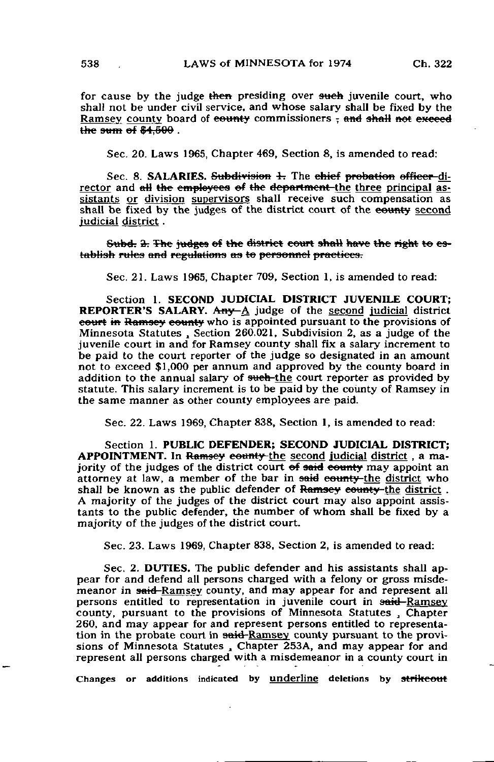for cause by the judge ~~then~~ presiding over ~~such~~ juvenile court, who shall not be under civil service, and whose salary shall be fixed by the <u>Ramsey county</u> board of ~~county~~ commissioners ~~; and shall not exceed the sum of $4,500~~ .

Sec. 20. Laws 1965, Chapter 469, Section 8, is amended to read:

Sec. 8. **SALARIES.** ~~Subdivision 1.~~ The ~~chief probation officer~~ <u>director</u> and ~~all the employees of the department~~ <u>the three principal assistants or division supervisors</u> shall receive such compensation as shall be fixed by the judges of the district court of the ~~county~~ <u>second judicial district</u> .

~~Subd. 2. The judges of the district court shall have the right to establish rules and regulations as to personnel practices.~~

Sec. 21. Laws 1965, Chapter 709, Section 1, is amended to read:

Section 1. **SECOND JUDICIAL DISTRICT JUVENILE COURT; REPORTER'S SALARY.** ~~Any~~ <u>A</u> judge of the <u>second judicial</u> district ~~court in Ramsey county~~ who is appointed pursuant to the provisions of Minnesota Statutes , Section 260.021, Subdivision 2, as a judge of the juvenile court in and for Ramsey county shall fix a salary increment to be paid to the court reporter of the judge so designated in an amount not to exceed $1,000 per annum and approved by the county board in addition to the annual salary of ~~such~~ <u>the</u> court reporter as provided by statute. This salary increment is to be paid by the county of Ramsey in the same manner as other county employees are paid.

Sec. 22. Laws 1969, Chapter 838, Section 1, is amended to read:

Section 1. **PUBLIC DEFENDER; SECOND JUDICIAL DISTRICT; APPOINTMENT.** In ~~Ramsey county~~ <u>the second judicial district</u> , a majority of the judges of the district court ~~of said county~~ may appoint an attorney at law, a member of the bar in ~~said county~~ <u>the district</u> who shall be known as the public defender of ~~Ramsey county~~ <u>the district</u> . A majority of the judges of the district court may also appoint assistants to the public defender, the number of whom shall be fixed by a majority of the judges of the district court.

Sec. 23. Laws 1969, Chapter 838, Section 2, is amended to read:

Sec. 2. **DUTIES.** The public defender and his assistants shall appear for and defend all persons charged with a felony or gross misdemeanor in ~~said~~ <u>Ramsey</u> county, and may appear for and represent all persons entitled to representation in juvenile court in ~~said~~ <u>Ramsey</u> county, pursuant to the provisions of Minnesota Statutes , Chapter 260, and may appear for and represent persons entitled to representation in the probate court in ~~said~~ <u>Ramsey</u> county pursuant to the provisions of Minnesota Statutes , Chapter 253A, and may appear for and represent all persons charged with a misdemeanor in a county court in

Changes or additions indicated by <u>underline</u> deletions by ~~strikeout~~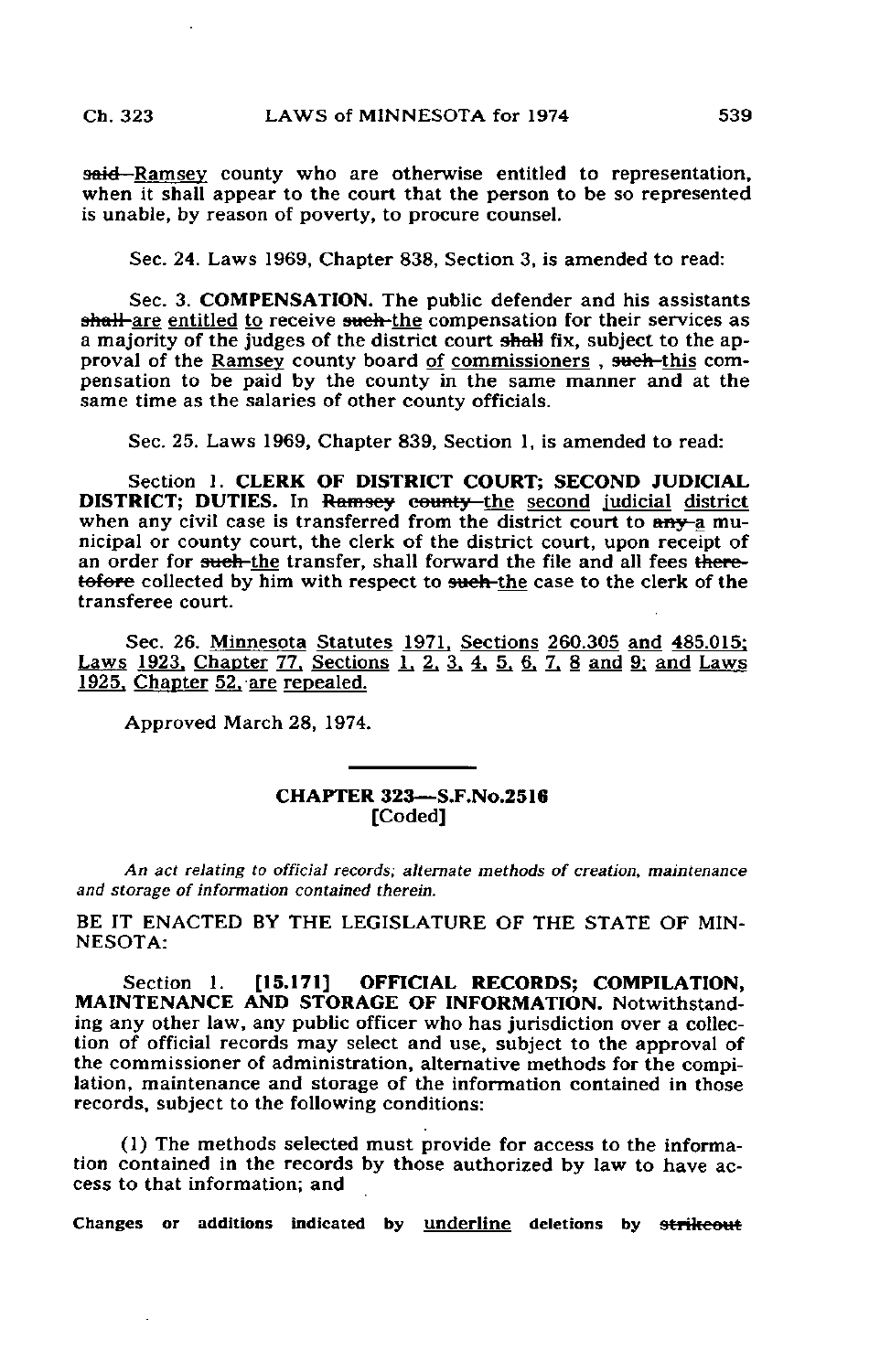said Ramsey county who are otherwise entitled to representation, when it shall appear to the court that the person to be so represented is unable, by reason of poverty, to procure counsel.

Sec. 24. Laws 1969, Chapter 838, Section 3, is amended to read:

Sec. 3. **COMPENSATION.** The public defender and his assistants ~~shall~~ are entitled to receive ~~such~~ the compensation for their services as a majority of the judges of the district court ~~shall~~ fix, subject to the approval of the Ramsey county board of commissioners , ~~such~~ this compensation to be paid by the county in the same manner and at the same time as the salaries of other county officials.

Sec. 25. Laws 1969, Chapter 839, Section 1, is amended to read:

Section 1. **CLERK OF DISTRICT COURT; SECOND JUDICIAL DISTRICT; DUTIES.** In ~~Ramsey county~~ the second judicial district when any civil case is transferred from the district court to ~~any~~ a municipal or county court, the clerk of the district court, upon receipt of an order for ~~such~~ the transfer, shall forward the file and all fees ~~theretofore~~ collected by him with respect to ~~such~~ the case to the clerk of the transferee court.

Sec. 26. Minnesota Statutes 1971, Sections 260.305 and 485.015; Laws 1923, Chapter 77, Sections 1, 2, 3, 4, 5, 6, 7, 8 and 9; and Laws 1925, Chapter 52, are repealed.

Approved March 28, 1974.

## CHAPTER 323—S.F.No.2516
[Coded]

*An act relating to official records; alternate methods of creation, maintenance and storage of information contained therein.*

BE IT ENACTED BY THE LEGISLATURE OF THE STATE OF MINNESOTA:

Section 1. **[15.171] OFFICIAL RECORDS; COMPILATION, MAINTENANCE AND STORAGE OF INFORMATION.** Notwithstanding any other law, any public officer who has jurisdiction over a collection of official records may select and use, subject to the approval of the commissioner of administration, alternative methods for the compilation, maintenance and storage of the information contained in those records, subject to the following conditions:

(1) The methods selected must provide for access to the information contained in the records by those authorized by law to have access to that information; and

Changes or additions indicated by underline deletions by ~~strikeout~~